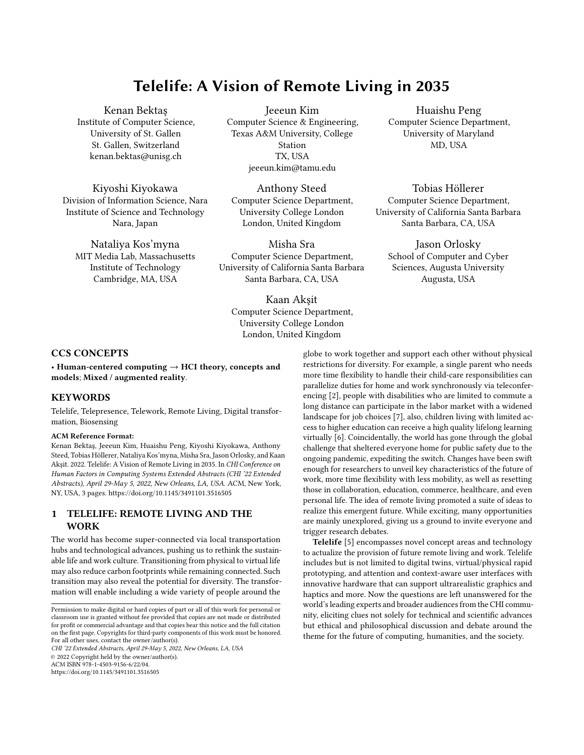# Telelife: A Vision of Remote Living in 2035

Kenan Bektaş
Institute of Computer Science, University of St. Gallen
St. Gallen, Switzerland
kenan.bektas@unisg.ch

Jeeeun Kim
Computer Science & Engineering, Texas A&M University, College Station
TX, USA
jeeeun.kim@tamu.edu

Huaishu Peng
Computer Science Department, University of Maryland
MD, USA

Kiyoshi Kiyokawa
Division of Information Science, Nara Institute of Science and Technology
Nara, Japan

Anthony Steed
Computer Science Department, University College London
London, United Kingdom

Tobias Höllerer
Computer Science Department, University of California Santa Barbara
Santa Barbara, CA, USA

Nataliya Kos'myna
MIT Media Lab, Massachusetts Institute of Technology
Cambridge, MA, USA

Misha Sra
Computer Science Department, University of California Santa Barbara
Santa Barbara, CA, USA

Jason Orlosky
School of Computer and Cyber Sciences, Augusta University
Augusta, USA

Kaan Akşit
Computer Science Department, University College London
London, United Kingdom

## CCS CONCEPTS

• **Human-centered computing** → **HCI theory, concepts and models**; **Mixed / augmented reality**.

## KEYWORDS

Telelife, Telepresence, Telework, Remote Living, Digital transformation, Biosensing

**ACM Reference Format:**
Kenan Bektaş, Jeeeun Kim, Huaishu Peng, Kiyoshi Kiyokawa, Anthony Steed, Tobias Höllerer, Nataliya Kos'myna, Misha Sra, Jason Orlosky, and Kaan Akşit. 2022. Telelife: A Vision of Remote Living in 2035. In *CHI Conference on Human Factors in Computing Systems Extended Abstracts (CHI '22 Extended Abstracts), April 29-May 5, 2022, New Orleans, LA, USA.* ACM, New York, NY, USA, 3 pages. https://doi.org/10.1145/3491101.3516505

## 1 TELELIFE: REMOTE LIVING AND THE WORK

The world has become super-connected via local transportation hubs and technological advances, pushing us to rethink the sustainable life and work culture. Transitioning from physical to virtual life may also reduce carbon footprints while remaining connected. Such transition may also reveal the potential for diversity. The transformation will enable including a wide variety of people around the globe to work together and support each other without physical restrictions for diversity. For example, a single parent who needs more time flexibility to handle their child-care responsibilities can parallelize duties for home and work synchronously via teleconferencing [2], people with disabilities who are limited to commute a long distance can participate in the labor market with a widened landscape for job choices [7], also, children living with limited access to higher education can receive a high quality lifelong learning virtually [6]. Coincidentally, the world has gone through the global challenge that sheltered everyone home for public safety due to the ongoing pandemic, expediting the switch. Changes have been swift enough for researchers to unveil key characteristics of the future of work, more time flexibility with less mobility, as well as resetting those in collaboration, education, commerce, healthcare, and even personal life. The idea of remote living promoted a suite of ideas to realize this emergent future. While exciting, many opportunities are mainly unexplored, giving us a ground to invite everyone and trigger research debates.

**Telelife** [5] encompasses novel concept areas and technology to actualize the provision of future remote living and work. Telelife includes but is not limited to digital twins, virtual/physical rapid prototyping, and attention and context-aware user interfaces with innovative hardware that can support ultrarealistic graphics and haptics and more. Now the questions are left unanswered for the world's leading experts and broader audiences from the CHI community, eliciting clues not solely for technical and scientific advances but ethical and philosophical discussion and debate around the theme for the future of computing, humanities, and the society.

Permission to make digital or hard copies of part or all of this work for personal or classroom use is granted without fee provided that copies are not made or distributed for profit or commercial advantage and that copies bear this notice and the full citation on the first page. Copyrights for third-party components of this work must be honored. For all other uses, contact the owner/author(s).
*CHI '22 Extended Abstracts, April 29-May 5, 2022, New Orleans, LA, USA*
© 2022 Copyright held by the owner/author(s).
ACM ISBN 978-1-4503-9156-6/22/04.
https://doi.org/10.1145/3491101.3516505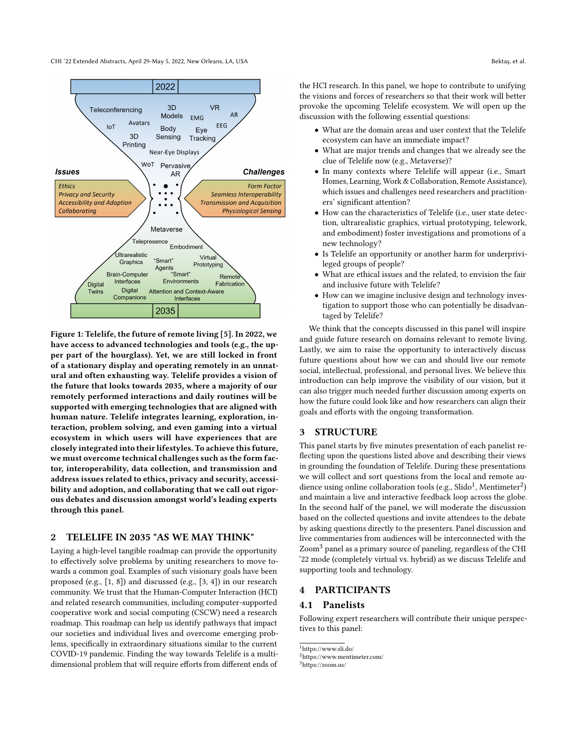Figure 1: Telelife, the future of remote living [5]. In 2022, we have access to advanced technologies and tools (e.g., the upper part of the hourglass). Yet, we are still locked in front of a stationary display and operating remotely in an unnatural and often exhausting way. Telelife provides a vision of the future that looks towards 2035, where a majority of our remotely performed interactions and daily routines will be supported with emerging technologies that are aligned with human nature. Telelife integrates learning, exploration, interaction, problem solving, and even gaming into a virtual ecosystem in which users will have experiences that are closely integrated into their lifestyles. To achieve this future, we must overcome technical challenges such as the form factor, interoperability, data collection, and transmission and address issues related to ethics, privacy and security, accessibility and adoption, and collaborating that we call out rigorous debates and discussion amongst world's leading experts through this panel.

## 2 TELELIFE IN 2035 "AS WE MAY THINK"

Laying a high-level tangible roadmap can provide the opportunity to effectively solve problems by uniting researchers to move towards a common goal. Examples of such visionary goals have been proposed (e.g., [1, 8]) and discussed (e.g., [3, 4]) in our research community. We trust that the Human-Computer Interaction (HCI) and related research communities, including computer-supported cooperative work and social computing (CSCW) need a research roadmap. This roadmap can help us identify pathways that impact our societies and individual lives and overcome emerging problems, specifically in extraordinary situations similar to the current COVID-19 pandemic. Finding the way towards Telelife is a multi-dimensional problem that will require efforts from different ends of the HCI research. In this panel, we hope to contribute to unifying the visions and forces of researchers so that their work will better provoke the upcoming Telelife ecosystem. We will open up the discussion with the following essential questions:

- What are the domain areas and user context that the Telelife ecosystem can have an immediate impact?
- What are major trends and changes that we already see the clue of Telelife now (e.g., Metaverse)?
- In many contexts where Telelife will appear (i.e., Smart Homes, Learning, Work & Collaboration, Remote Assistance), which issues and challenges need researchers and practitioners' significant attention?
- How can the characteristics of Telelife (i.e., user state detection, ultrarealistic graphics, virtual prototyping, telework, and embodiment) foster investigations and promotions of a new technology?
- Is Telelife an opportunity or another harm for underprivileged groups of people?
- What are ethical issues and the related, to envision the fair and inclusive future with Telelife?
- How can we imagine inclusive design and technology investigation to support those who can potentially be disadvantaged by Telelife?

We think that the concepts discussed in this panel will inspire and guide future research on domains relevant to remote living. Lastly, we aim to raise the opportunity to interactively discuss future questions about how we can and should live our remote social, intellectual, professional, and personal lives. We believe this introduction can help improve the visibility of our vision, but it can also trigger much needed further discussion among experts on how the future could look like and how researchers can align their goals and efforts with the ongoing transformation.

## 3 STRUCTURE

This panel starts by five minutes presentation of each panelist reflecting upon the questions listed above and describing their views in grounding the foundation of Telelife. During these presentations we will collect and sort questions from the local and remote audience using online collaboration tools (e.g., Slido[1], Mentimeter[2]) and maintain a live and interactive feedback loop across the globe. In the second half of the panel, we will moderate the discussion based on the collected questions and invite attendees to the debate by asking questions directly to the presenters. Panel discussion and live commentaries from audiences will be interconnected with the Zoom[3] panel as a primary source of paneling, regardless of the CHI '22 mode (completely virtual vs. hybrid) as we discuss Telelife and supporting tools and technology.

## 4 PARTICIPANTS

### 4.1 Panelists

Following expert researchers will contribute their unique perspectives to this panel:

[1] https://www.sli.do/
[2] https://www.mentimeter.com/
[3] https://zoom.us/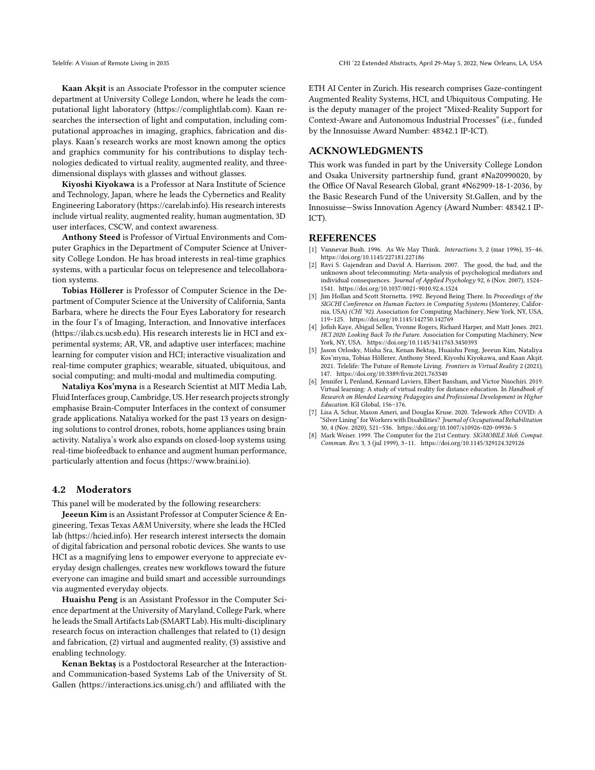**Kaan Akşit** is an Associate Professor in the computer science department at University College London, where he leads the computational light laboratory (https://complightlab.com). Kaan researches the intersection of light and computation, including computational approaches in imaging, graphics, fabrication and displays. Kaan's research works are most known among the optics and graphics community for his contributions to display technologies dedicated to virtual reality, augmented reality, and three-dimensional displays with glasses and without glasses.

**Kiyoshi Kiyokawa** is a Professor at Nara Institute of Science and Technology, Japan, where he leads the Cybernetics and Reality Engineering Laboratory (https://carelab.info). His research interests include virtual reality, augmented reality, human augmentation, 3D user interfaces, CSCW, and context awareness.

**Anthony Steed** is Professor of Virtual Environments and Computer Graphics in the Department of Computer Science at University College London. He has broad interests in real-time graphics systems, with a particular focus on telepresence and telecollaboration systems.

**Tobias Höllerer** is Professor of Computer Science in the Department of Computer Science at the University of California, Santa Barbara, where he directs the Four Eyes Laboratory for research in the four I's of Imaging, Interaction, and Innovative interfaces (https://ilab.cs.ucsb.edu). His research interests lie in HCI and experimental systems; AR, VR, and adaptive user interfaces; machine learning for computer vision and HCI; interactive visualization and real-time computer graphics; wearable, situated, ubiquitous, and social computing; and multi-modal and multimedia computing.

**Nataliya Kos'myna** is a Research Scientist at MIT Media Lab, Fluid Interfaces group, Cambridge, US. Her research projects strongly emphasise Brain-Computer Interfaces in the context of consumer grade applications. Nataliya worked for the past 13 years on designing solutions to control drones, robots, home appliances using brain activity. Nataliya's work also expands on closed-loop systems using real-time biofeedback to enhance and augment human performance, particularly attention and focus (https://www.braini.io).

## 4.2 Moderators

This panel will be moderated by the following researchers:

**Jeeeun Kim** is an Assistant Professor at Computer Science & Engineering, Texas Texas A&M University, where she leads the HCIed lab (https://hcied.info). Her research interest intersects the domain of digital fabrication and personal robotic devices. She wants to use HCI as a magnifying lens to empower everyone to appreciate everyday design challenges, creates new workflows toward the future everyone can imagine and build smart and accessible surroundings via augmented everyday objects.

**Huaishu Peng** is an Assistant Professor in the Computer Science department at the University of Maryland, College Park, where he leads the Small Artifacts Lab (SMART Lab). His multi-disciplinary research focus on interaction challenges that related to (1) design and fabrication, (2) virtual and augmented reality, (3) assistive and enabling technology.

**Kenan Bektaş** is a Postdoctoral Researcher at the Interaction- and Communication-based Systems Lab of the University of St. Gallen (https://interactions.ics.unisg.ch/) and affiliated with the ETH AI Center in Zurich. His research comprises Gaze-contingent Augmented Reality Systems, HCI, and Ubiquitous Computing. He is the deputy manager of the project "Mixed-Reality Support for Context-Aware and Autonomous Industrial Processes" (i.e., funded by the Innosuisse Award Number: 48342.1 IP-ICT).

## ACKNOWLEDGMENTS

This work was funded in part by the University College London and Osaka University partnership fund, grant #Na20990020, by the Office Of Naval Research Global, grant #N62909-18-1-2036, by the Basic Research Fund of the University St.Gallen, and by the Innosuisse—Swiss Innovation Agency (Award Number: 48342.1 IP-ICT).

## REFERENCES

[1] Vannevar Bush. 1996. As We May Think. *Interactions* 3, 2 (mar 1996), 35–46. https://doi.org/10.1145/227181.227186

[2] Ravi S. Gajendran and David A. Harrison. 2007. The good, the bad, and the unknown about telecommuting: Meta-analysis of psychological mediators and individual consequences. *Journal of Applied Psychology* 92, 6 (Nov. 2007), 1524–1541. https://doi.org/10.1037/0021-9010.92.6.1524

[3] Jim Hollan and Scott Stornetta. 1992. Beyond Being There. In *Proceedings of the SIGCHI Conference on Human Factors in Computing Systems* (Monterey, California, USA) *(CHI '92)*. Association for Computing Machinery, New York, NY, USA, 119–125. https://doi.org/10.1145/142750.142769

[4] Jofish Kaye, Abigail Sellen, Yvonne Rogers, Richard Harper, and Matt Jones. 2021. *HCI 2020: Looking Back To the Future.* Association for Computing Machinery, New York, NY, USA. https://doi.org/10.1145/3411763.3450393

[5] Jason Orlosky, Misha Sra, Kenan Bektaş, Huaishu Peng, Jeeeun Kim, Nataliya Kos'myna, Tobias Höllerer, Anthony Steed, Kiyoshi Kiyokawa, and Kaan Akşit. 2021. Telelife: The Future of Remote Living. *Frontiers in Virtual Reality* 2 (2021), 147. https://doi.org/10.3389/frvir.2021.763340

[6] Jennifer L Penland, Kennard Laviers, Elbert Bassham, and Victor Nnochiri. 2019. Virtual learning: A study of virtual reality for distance education. In *Handbook of Research on Blended Learning Pedagogies and Professional Development in Higher Education.* IGI Global, 156–176.

[7] Lisa A. Schur, Mason Ameri, and Douglas Kruse. 2020. Telework After COVID: A "Silver Lining" for Workers with Disabilities? *Journal of Occupational Rehabilitation* 30, 4 (Nov. 2020), 521–536. https://doi.org/10.1007/s10926-020-09936-5

[8] Mark Weiser. 1999. The Computer for the 21st Century. *SIGMOBILE Mob. Comput. Commun. Rev.* 3, 3 (jul 1999), 3–11. https://doi.org/10.1145/329124.329126